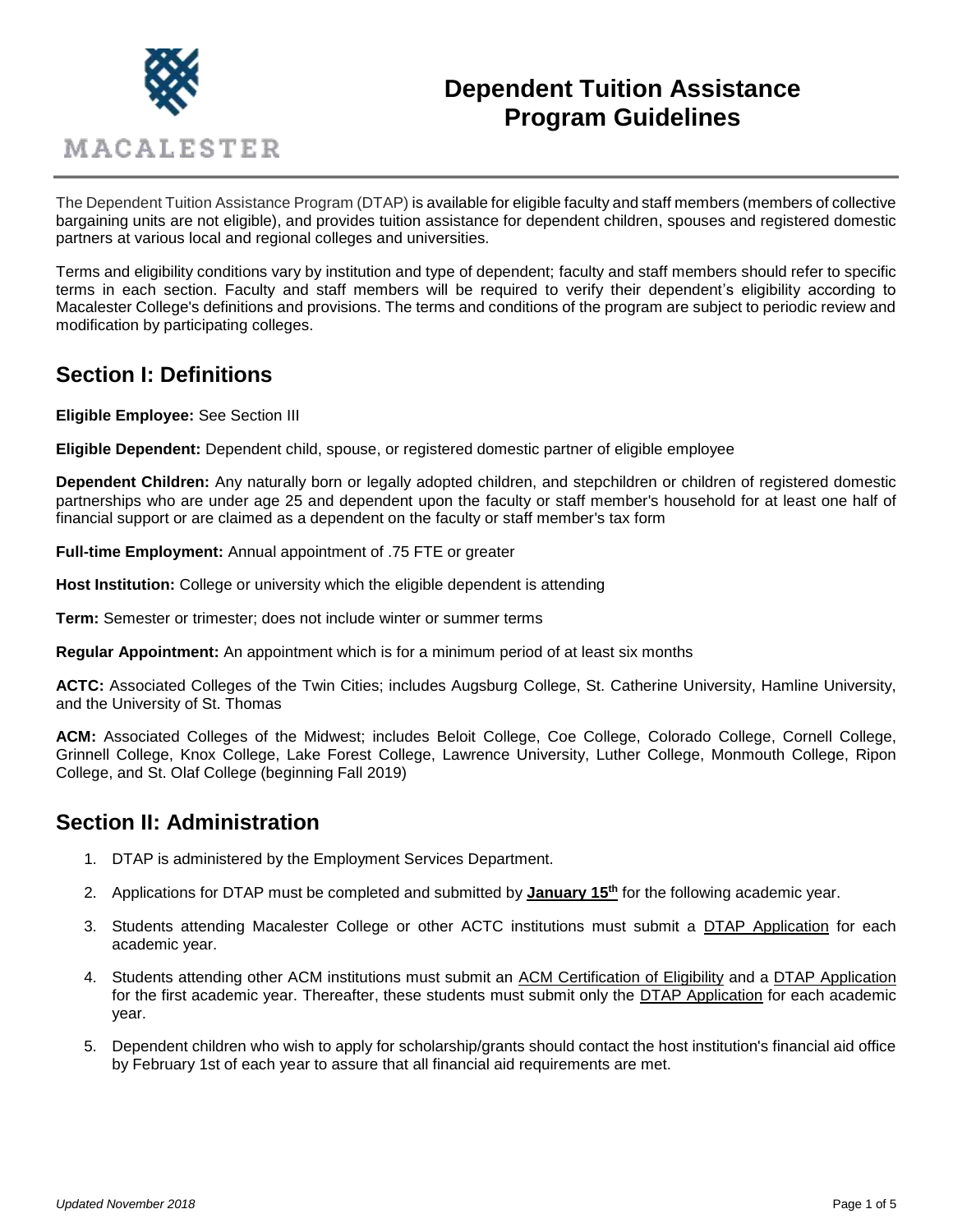# Dependent Tuition Assistance Program Guidelines

The Dependent Tuition Assistance Program (DTAP) is available for eligible faculty and staff members (members of collective bargaining units are not eligible), and provides tuition assistance for dependent children, spouses and registered domestic partners at various local and regional colleges and universities.

Terms and eligibility conditions vary by institution and type of dependent; faculty and staff members should refer to specific terms in each section. Faculty and staff members will be required to verify their dependent's eligibility according to Macalester College's definitions and provisions. The terms and conditions of the program are subject to periodic review and modification by participating colleges.

## Section I: Definitions

**Eligible Employee:** See Section III

**Eligible Dependent:** Dependent child, spouse, or registered domestic partner of eligible employee

**Dependent Children:** Any naturally born or legally adopted children, and stepchildren or children of registered domestic partnerships who are under age 25 and dependent upon the faculty or staff member's household for at least one half of financial support or are claimed as a dependent on the faculty or staff member's tax form

**Full-time Employment:** Annual appointment of .75 FTE or greater

**Host Institution:** College or university which the eligible dependent is attending

**Term:** Semester or trimester; does not include winter or summer terms

**Regular Appointment:** An appointment which is for a minimum period of at least six months

**ACTC:** Associated Colleges of the Twin Cities; includes Augsburg College, St. Catherine University, Hamline University, and the University of St. Thomas

**ACM:** Associated Colleges of the Midwest; includes Beloit College, Coe College, Colorado College, Cornell College, Grinnell College, Knox College, Lake Forest College, Lawrence University, Luther College, Monmouth College, Ripon College, and St. Olaf College (beginning Fall 2019)

## Section II: Administration

1. DTAP is administered by the Employment Services Department.
2. Applications for DTAP must be completed and submitted by **January 15th** for the following academic year.
3. Students attending Macalester College or other ACTC institutions must submit a DTAP Application for each academic year.
4. Students attending other ACM institutions must submit an ACM Certification of Eligibility and a DTAP Application for the first academic year. Thereafter, these students must submit only the DTAP Application for each academic year.
5. Dependent children who wish to apply for scholarship/grants should contact the host institution's financial aid office by February 1st of each year to assure that all financial aid requirements are met.

*Updated November 2018*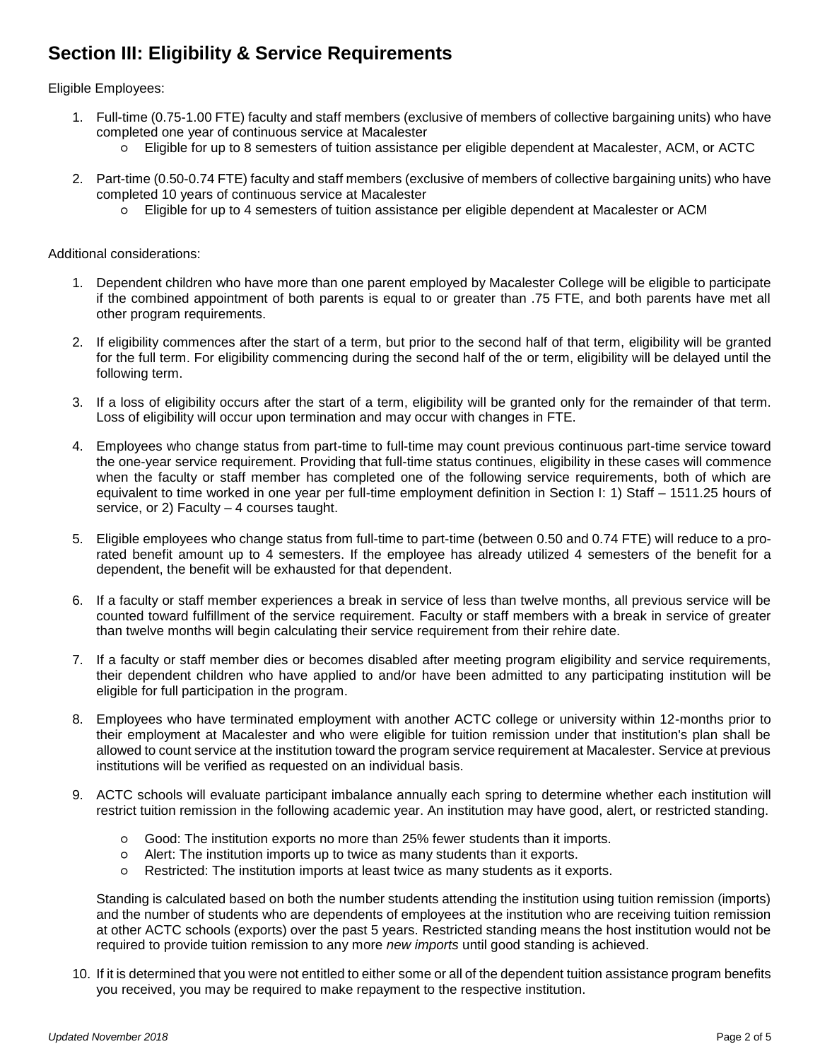## Section III: Eligibility & Service Requirements

Eligible Employees:

1. Full-time (0.75-1.00 FTE) faculty and staff members (exclusive of members of collective bargaining units) who have completed one year of continuous service at Macalester
   - Eligible for up to 8 semesters of tuition assistance per eligible dependent at Macalester, ACM, or ACTC

2. Part-time (0.50-0.74 FTE) faculty and staff members (exclusive of members of collective bargaining units) who have completed 10 years of continuous service at Macalester
   - Eligible for up to 4 semesters of tuition assistance per eligible dependent at Macalester or ACM

Additional considerations:

1. Dependent children who have more than one parent employed by Macalester College will be eligible to participate if the combined appointment of both parents is equal to or greater than .75 FTE, and both parents have met all other program requirements.

2. If eligibility commences after the start of a term, but prior to the second half of that term, eligibility will be granted for the full term. For eligibility commencing during the second half of the or term, eligibility will be delayed until the following term.

3. If a loss of eligibility occurs after the start of a term, eligibility will be granted only for the remainder of that term. Loss of eligibility will occur upon termination and may occur with changes in FTE.

4. Employees who change status from part-time to full-time may count previous continuous part-time service toward the one-year service requirement. Providing that full-time status continues, eligibility in these cases will commence when the faculty or staff member has completed one of the following service requirements, both of which are equivalent to time worked in one year per full-time employment definition in Section I: 1) Staff – 1511.25 hours of service, or 2) Faculty – 4 courses taught.

5. Eligible employees who change status from full-time to part-time (between 0.50 and 0.74 FTE) will reduce to a pro-rated benefit amount up to 4 semesters. If the employee has already utilized 4 semesters of the benefit for a dependent, the benefit will be exhausted for that dependent.

6. If a faculty or staff member experiences a break in service of less than twelve months, all previous service will be counted toward fulfillment of the service requirement. Faculty or staff members with a break in service of greater than twelve months will begin calculating their service requirement from their rehire date.

7. If a faculty or staff member dies or becomes disabled after meeting program eligibility and service requirements, their dependent children who have applied to and/or have been admitted to any participating institution will be eligible for full participation in the program.

8. Employees who have terminated employment with another ACTC college or university within 12-months prior to their employment at Macalester and who were eligible for tuition remission under that institution's plan shall be allowed to count service at the institution toward the program service requirement at Macalester. Service at previous institutions will be verified as requested on an individual basis.

9. ACTC schools will evaluate participant imbalance annually each spring to determine whether each institution will restrict tuition remission in the following academic year. An institution may have good, alert, or restricted standing.

   - Good: The institution exports no more than 25% fewer students than it imports.
   - Alert: The institution imports up to twice as many students than it exports.
   - Restricted: The institution imports at least twice as many students as it exports.

   Standing is calculated based on both the number students attending the institution using tuition remission (imports) and the number of students who are dependents of employees at the institution who are receiving tuition remission at other ACTC schools (exports) over the past 5 years. Restricted standing means the host institution would not be required to provide tuition remission to any more *new imports* until good standing is achieved.

10. If it is determined that you were not entitled to either some or all of the dependent tuition assistance program benefits you received, you may be required to make repayment to the respective institution.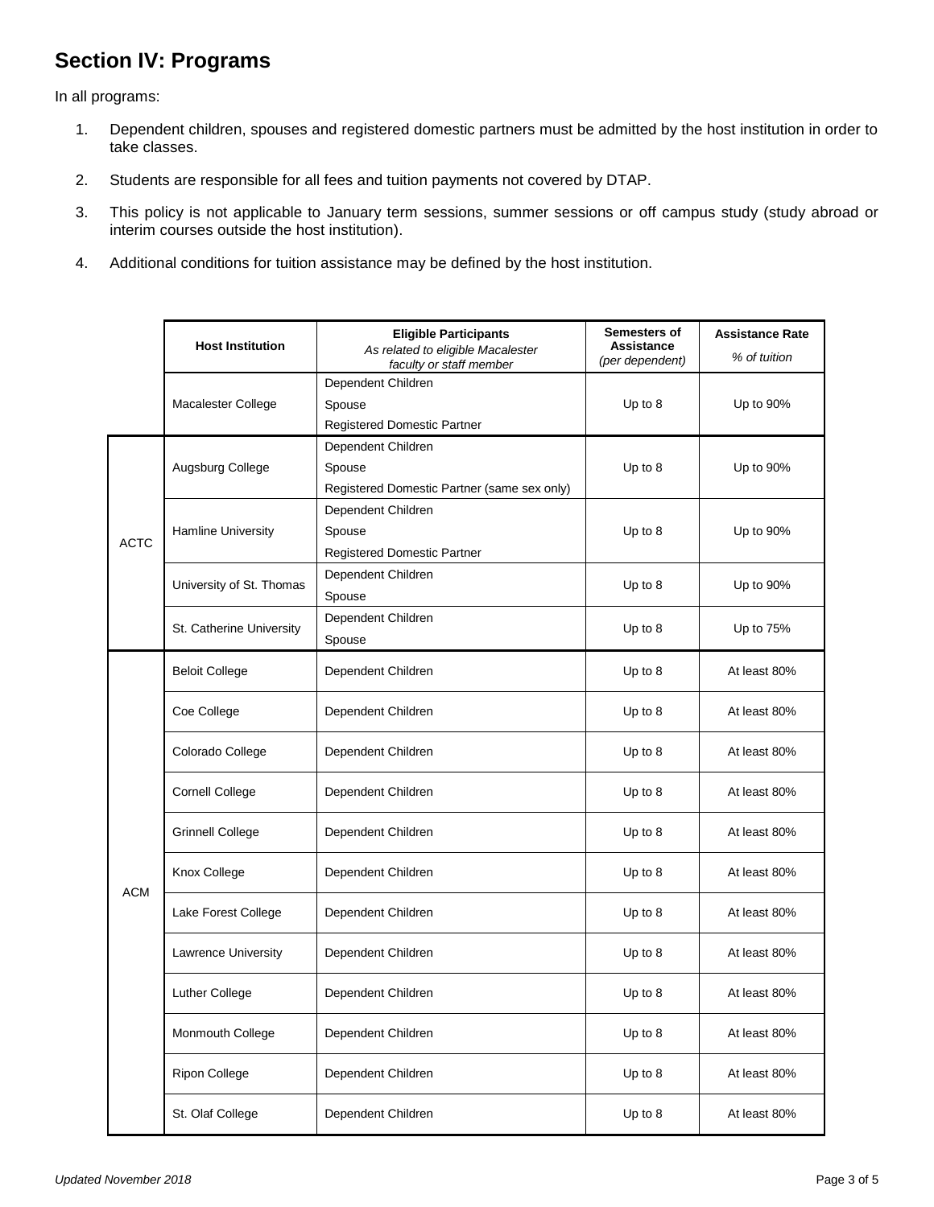## Section IV: Programs

In all programs:

1. Dependent children, spouses and registered domestic partners must be admitted by the host institution in order to take classes.
2. Students are responsible for all fees and tuition payments not covered by DTAP.
3. This policy is not applicable to January term sessions, summer sessions or off campus study (study abroad or interim courses outside the host institution).
4. Additional conditions for tuition assistance may be defined by the host institution.

| | Host Institution | Eligible Participants *As related to eligible Macalester faculty or staff member* | Semesters of Assistance *(per dependent)* | Assistance Rate *% of tuition* |
|---|---|---|---|---|
| | Macalester College | Dependent Children<br>Spouse<br>Registered Domestic Partner | Up to 8 | Up to 90% |
| ACTC | Augsburg College | Dependent Children<br>Spouse<br>Registered Domestic Partner (same sex only) | Up to 8 | Up to 90% |
| ACTC | Hamline University | Dependent Children<br>Spouse<br>Registered Domestic Partner | Up to 8 | Up to 90% |
| ACTC | University of St. Thomas | Dependent Children<br>Spouse | Up to 8 | Up to 90% |
| ACTC | St. Catherine University | Dependent Children<br>Spouse | Up to 8 | Up to 75% |
| ACM | Beloit College | Dependent Children | Up to 8 | At least 80% |
| ACM | Coe College | Dependent Children | Up to 8 | At least 80% |
| ACM | Colorado College | Dependent Children | Up to 8 | At least 80% |
| ACM | Cornell College | Dependent Children | Up to 8 | At least 80% |
| ACM | Grinnell College | Dependent Children | Up to 8 | At least 80% |
| ACM | Knox College | Dependent Children | Up to 8 | At least 80% |
| ACM | Lake Forest College | Dependent Children | Up to 8 | At least 80% |
| ACM | Lawrence University | Dependent Children | Up to 8 | At least 80% |
| ACM | Luther College | Dependent Children | Up to 8 | At least 80% |
| ACM | Monmouth College | Dependent Children | Up to 8 | At least 80% |
| ACM | Ripon College | Dependent Children | Up to 8 | At least 80% |
| ACM | St. Olaf College | Dependent Children | Up to 8 | At least 80% |

*Updated November 2018*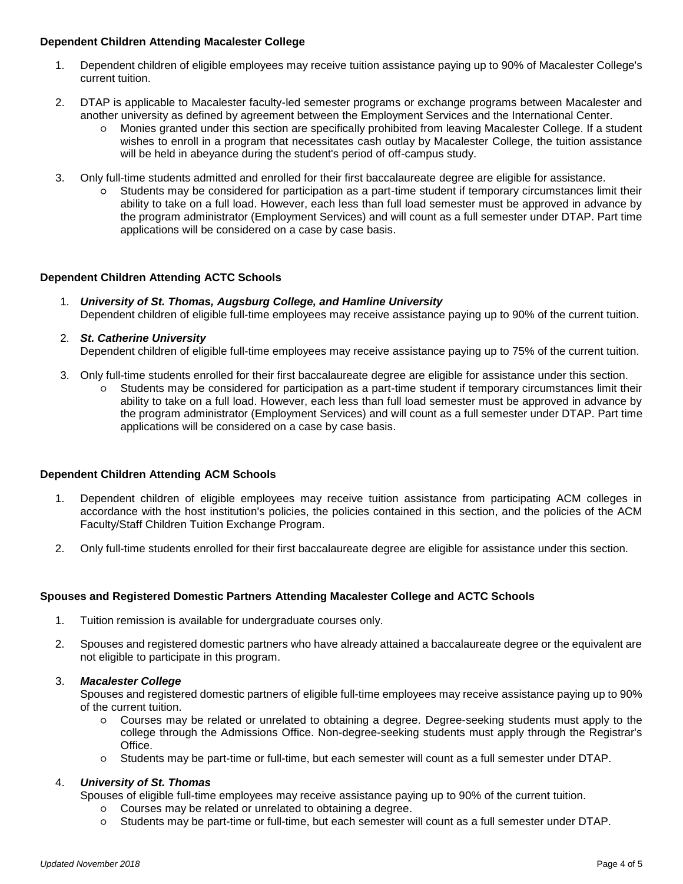**Dependent Children Attending Macalester College**

1. Dependent children of eligible employees may receive tuition assistance paying up to 90% of Macalester College's current tuition.

2. DTAP is applicable to Macalester faculty-led semester programs or exchange programs between Macalester and another university as defined by agreement between the Employment Services and the International Center.
   - Monies granted under this section are specifically prohibited from leaving Macalester College. If a student wishes to enroll in a program that necessitates cash outlay by Macalester College, the tuition assistance will be held in abeyance during the student's period of off-campus study.

3. Only full-time students admitted and enrolled for their first baccalaureate degree are eligible for assistance.
   - Students may be considered for participation as a part-time student if temporary circumstances limit their ability to take on a full load. However, each less than full load semester must be approved in advance by the program administrator (Employment Services) and will count as a full semester under DTAP. Part time applications will be considered on a case by case basis.

**Dependent Children Attending ACTC Schools**

1. ***University of St. Thomas, Augsburg College, and Hamline University***
   Dependent children of eligible full-time employees may receive assistance paying up to 90% of the current tuition.

2. ***St. Catherine University***
   Dependent children of eligible full-time employees may receive assistance paying up to 75% of the current tuition.

3. Only full-time students enrolled for their first baccalaureate degree are eligible for assistance under this section.
   - Students may be considered for participation as a part-time student if temporary circumstances limit their ability to take on a full load. However, each less than full load semester must be approved in advance by the program administrator (Employment Services) and will count as a full semester under DTAP. Part time applications will be considered on a case by case basis.

**Dependent Children Attending ACM Schools**

1. Dependent children of eligible employees may receive tuition assistance from participating ACM colleges in accordance with the host institution's policies, the policies contained in this section, and the policies of the ACM Faculty/Staff Children Tuition Exchange Program.

2. Only full-time students enrolled for their first baccalaureate degree are eligible for assistance under this section.

**Spouses and Registered Domestic Partners Attending Macalester College and ACTC Schools**

1. Tuition remission is available for undergraduate courses only.

2. Spouses and registered domestic partners who have already attained a baccalaureate degree or the equivalent are not eligible to participate in this program.

3. ***Macalester College***
   Spouses and registered domestic partners of eligible full-time employees may receive assistance paying up to 90% of the current tuition.
   - Courses may be related or unrelated to obtaining a degree. Degree-seeking students must apply to the college through the Admissions Office. Non-degree-seeking students must apply through the Registrar's Office.
   - Students may be part-time or full-time, but each semester will count as a full semester under DTAP.

4. ***University of St. Thomas***
   Spouses of eligible full-time employees may receive assistance paying up to 90% of the current tuition.
   - Courses may be related or unrelated to obtaining a degree.
   - Students may be part-time or full-time, but each semester will count as a full semester under DTAP.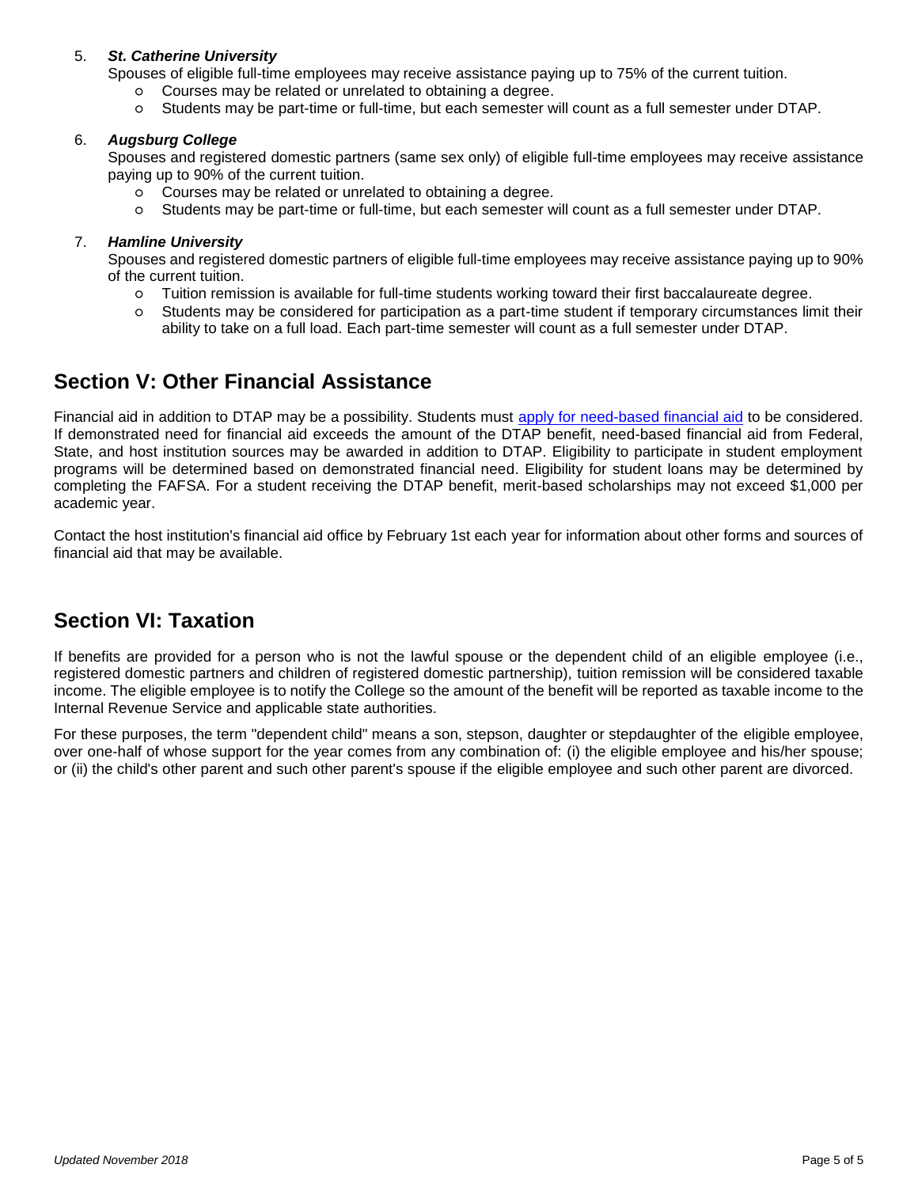5. ***St. Catherine University***

   Spouses of eligible full-time employees may receive assistance paying up to 75% of the current tuition.

   - Courses may be related or unrelated to obtaining a degree.
   - Students may be part-time or full-time, but each semester will count as a full semester under DTAP.

6. ***Augsburg College***

   Spouses and registered domestic partners (same sex only) of eligible full-time employees may receive assistance paying up to 90% of the current tuition.

   - Courses may be related or unrelated to obtaining a degree.
   - Students may be part-time or full-time, but each semester will count as a full semester under DTAP.

7. ***Hamline University***

   Spouses and registered domestic partners of eligible full-time employees may receive assistance paying up to 90% of the current tuition.

   - Tuition remission is available for full-time students working toward their first baccalaureate degree.
   - Students may be considered for participation as a part-time student if temporary circumstances limit their ability to take on a full load. Each part-time semester will count as a full semester under DTAP.

## Section V: Other Financial Assistance

Financial aid in addition to DTAP may be a possibility. Students must apply for need-based financial aid to be considered. If demonstrated need for financial aid exceeds the amount of the DTAP benefit, need-based financial aid from Federal, State, and host institution sources may be awarded in addition to DTAP. Eligibility to participate in student employment programs will be determined based on demonstrated financial need. Eligibility for student loans may be determined by completing the FAFSA. For a student receiving the DTAP benefit, merit-based scholarships may not exceed $1,000 per academic year.

Contact the host institution's financial aid office by February 1st each year for information about other forms and sources of financial aid that may be available.

## Section VI: Taxation

If benefits are provided for a person who is not the lawful spouse or the dependent child of an eligible employee (i.e., registered domestic partners and children of registered domestic partnership), tuition remission will be considered taxable income. The eligible employee is to notify the College so the amount of the benefit will be reported as taxable income to the Internal Revenue Service and applicable state authorities.

For these purposes, the term "dependent child" means a son, stepson, daughter or stepdaughter of the eligible employee, over one-half of whose support for the year comes from any combination of: (i) the eligible employee and his/her spouse; or (ii) the child's other parent and such other parent's spouse if the eligible employee and such other parent are divorced.

*Updated November 2018*